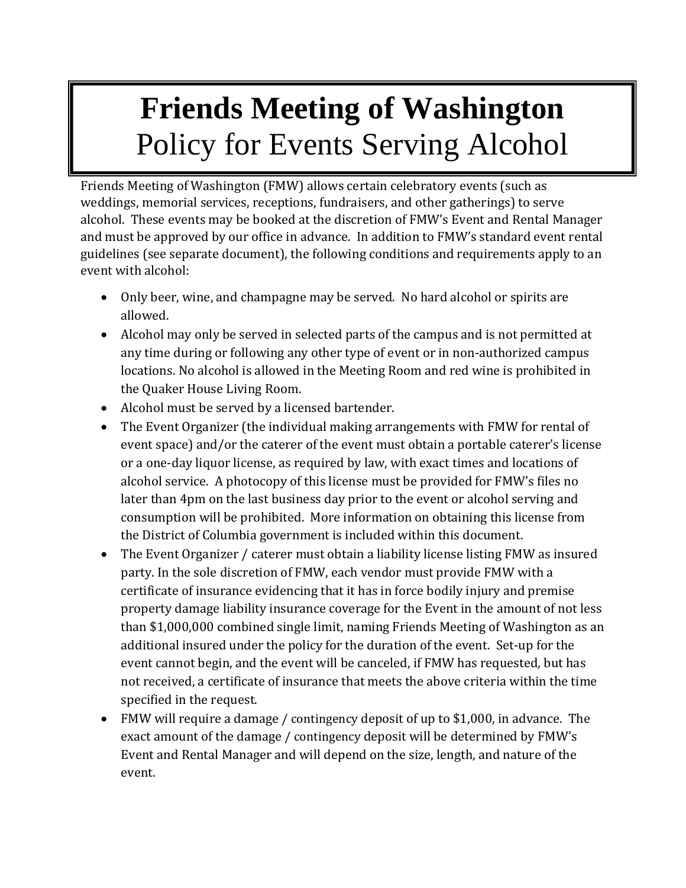# Friends Meeting of Washington
## Policy for Events Serving Alcohol

Friends Meeting of Washington (FMW) allows certain celebratory events (such as weddings, memorial services, receptions, fundraisers, and other gatherings) to serve alcohol. These events may be booked at the discretion of FMW's Event and Rental Manager and must be approved by our office in advance. In addition to FMW's standard event rental guidelines (see separate document), the following conditions and requirements apply to an event with alcohol:

- Only beer, wine, and champagne may be served. No hard alcohol or spirits are allowed.
- Alcohol may only be served in selected parts of the campus and is not permitted at any time during or following any other type of event or in non-authorized campus locations. No alcohol is allowed in the Meeting Room and red wine is prohibited in the Quaker House Living Room.
- Alcohol must be served by a licensed bartender.
- The Event Organizer (the individual making arrangements with FMW for rental of event space) and/or the caterer of the event must obtain a portable caterer's license or a one-day liquor license, as required by law, with exact times and locations of alcohol service. A photocopy of this license must be provided for FMW's files no later than 4pm on the last business day prior to the event or alcohol serving and consumption will be prohibited. More information on obtaining this license from the District of Columbia government is included within this document.
- The Event Organizer / caterer must obtain a liability license listing FMW as insured party. In the sole discretion of FMW, each vendor must provide FMW with a certificate of insurance evidencing that it has in force bodily injury and premise property damage liability insurance coverage for the Event in the amount of not less than $1,000,000 combined single limit, naming Friends Meeting of Washington as an additional insured under the policy for the duration of the event. Set-up for the event cannot begin, and the event will be canceled, if FMW has requested, but has not received, a certificate of insurance that meets the above criteria within the time specified in the request.
- FMW will require a damage / contingency deposit of up to $1,000, in advance. The exact amount of the damage / contingency deposit will be determined by FMW's Event and Rental Manager and will depend on the size, length, and nature of the event.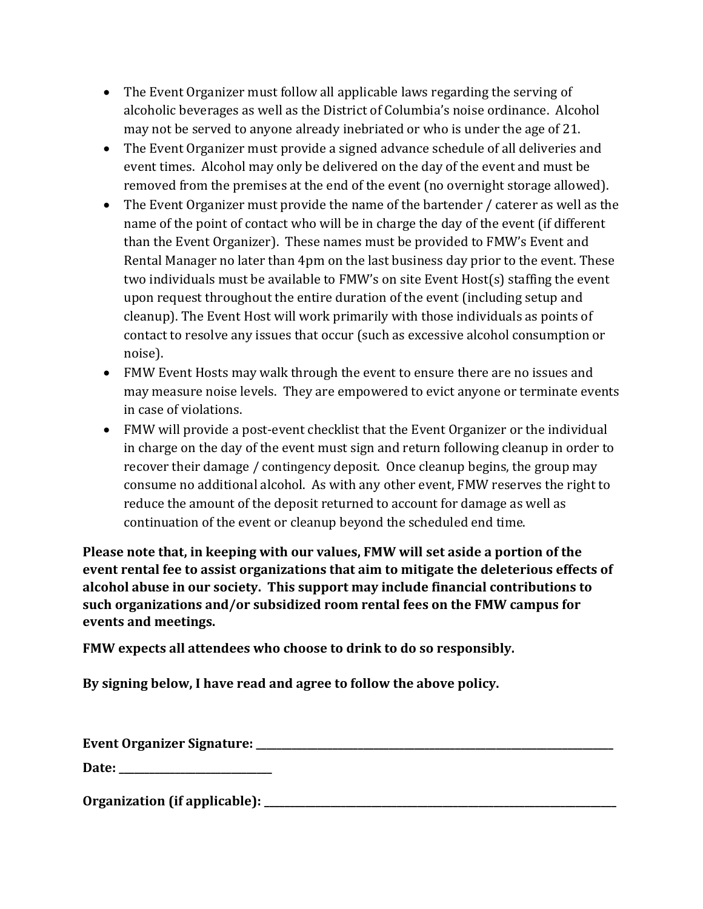- The Event Organizer must follow all applicable laws regarding the serving of alcoholic beverages as well as the District of Columbia's noise ordinance. Alcohol may not be served to anyone already inebriated or who is under the age of 21.
- The Event Organizer must provide a signed advance schedule of all deliveries and event times. Alcohol may only be delivered on the day of the event and must be removed from the premises at the end of the event (no overnight storage allowed).
- The Event Organizer must provide the name of the bartender / caterer as well as the name of the point of contact who will be in charge the day of the event (if different than the Event Organizer). These names must be provided to FMW's Event and Rental Manager no later than 4pm on the last business day prior to the event. These two individuals must be available to FMW's on site Event Host(s) staffing the event upon request throughout the entire duration of the event (including setup and cleanup). The Event Host will work primarily with those individuals as points of contact to resolve any issues that occur (such as excessive alcohol consumption or noise).
- FMW Event Hosts may walk through the event to ensure there are no issues and may measure noise levels. They are empowered to evict anyone or terminate events in case of violations.
- FMW will provide a post-event checklist that the Event Organizer or the individual in charge on the day of the event must sign and return following cleanup in order to recover their damage / contingency deposit. Once cleanup begins, the group may consume no additional alcohol. As with any other event, FMW reserves the right to reduce the amount of the deposit returned to account for damage as well as continuation of the event or cleanup beyond the scheduled end time.

**Please note that, in keeping with our values, FMW will set aside a portion of the event rental fee to assist organizations that aim to mitigate the deleterious effects of alcohol abuse in our society. This support may include financial contributions to such organizations and/or subsidized room rental fees on the FMW campus for events and meetings.**

**FMW expects all attendees who choose to drink to do so responsibly.**

**By signing below, I have read and agree to follow the above policy.**

**Event Organizer Signature: ______________________________**

**Date: ______________**

**Organization (if applicable): ______________________________**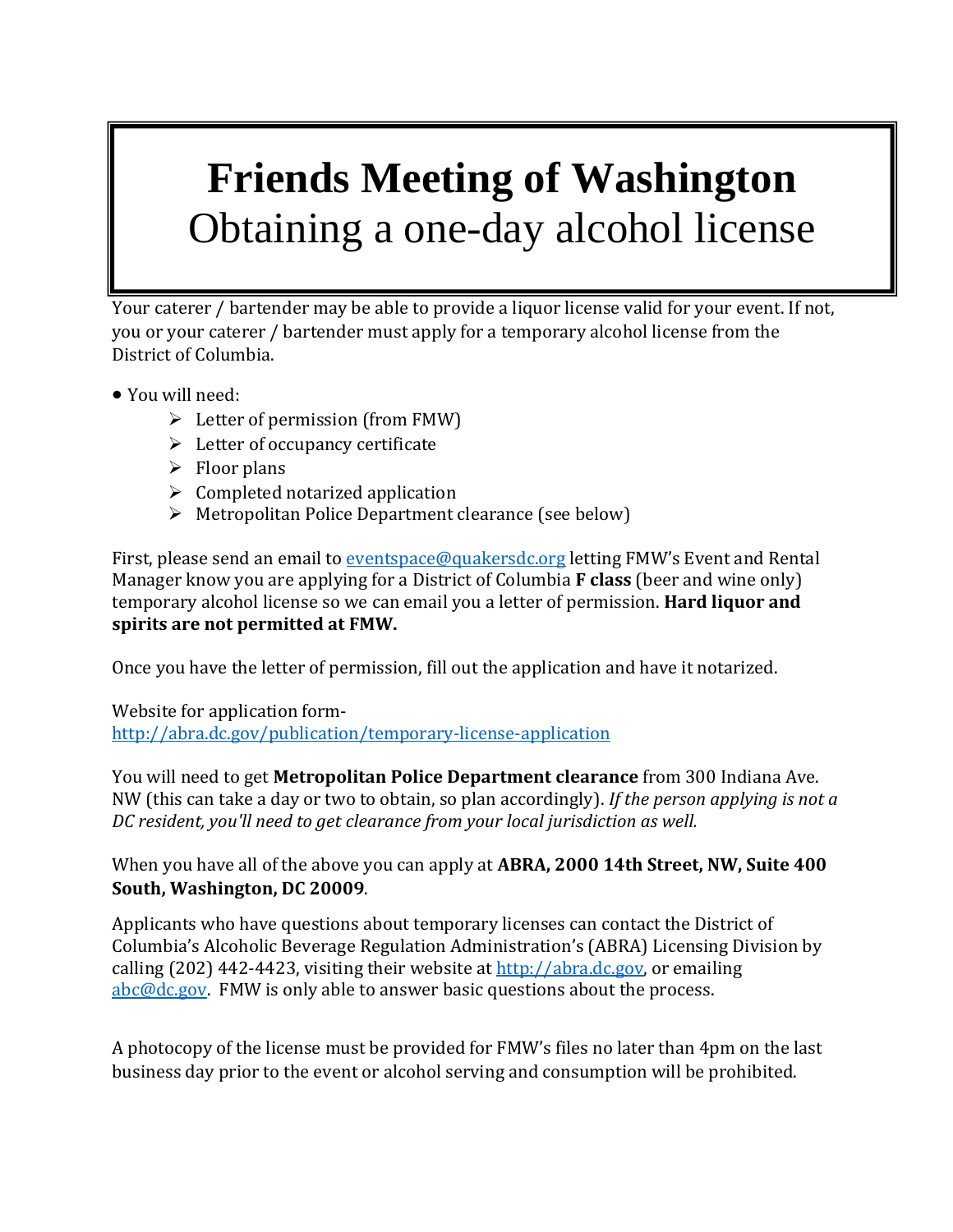# Friends Meeting of Washington

## Obtaining a one-day alcohol license

Your caterer / bartender may be able to provide a liquor license valid for your event. If not, you or your caterer / bartender must apply for a temporary alcohol license from the District of Columbia.

- You will need:
  - Letter of permission (from FMW)
  - Letter of occupancy certificate
  - Floor plans
  - Completed notarized application
  - Metropolitan Police Department clearance (see below)

First, please send an email to [eventspace@quakersdc.org](mailto:eventspace@quakersdc.org) letting FMW's Event and Rental Manager know you are applying for a District of Columbia **F class** (beer and wine only) temporary alcohol license so we can email you a letter of permission. **Hard liquor and spirits are not permitted at FMW.**

Once you have the letter of permission, fill out the application and have it notarized.

Website for application form-
[http://abra.dc.gov/publication/temporary-license-application](http://abra.dc.gov/publication/temporary-license-application)

You will need to get **Metropolitan Police Department clearance** from 300 Indiana Ave. NW (this can take a day or two to obtain, so plan accordingly). *If the person applying is not a DC resident, you'll need to get clearance from your local jurisdiction as well.*

When you have all of the above you can apply at **ABRA, 2000 14th Street, NW, Suite 400 South, Washington, DC 20009**.

Applicants who have questions about temporary licenses can contact the District of Columbia's Alcoholic Beverage Regulation Administration's (ABRA) Licensing Division by calling (202) 442-4423, visiting their website at [http://abra.dc.gov](http://abra.dc.gov), or emailing [abc@dc.gov](mailto:abc@dc.gov). FMW is only able to answer basic questions about the process.

A photocopy of the license must be provided for FMW's files no later than 4pm on the last business day prior to the event or alcohol serving and consumption will be prohibited.